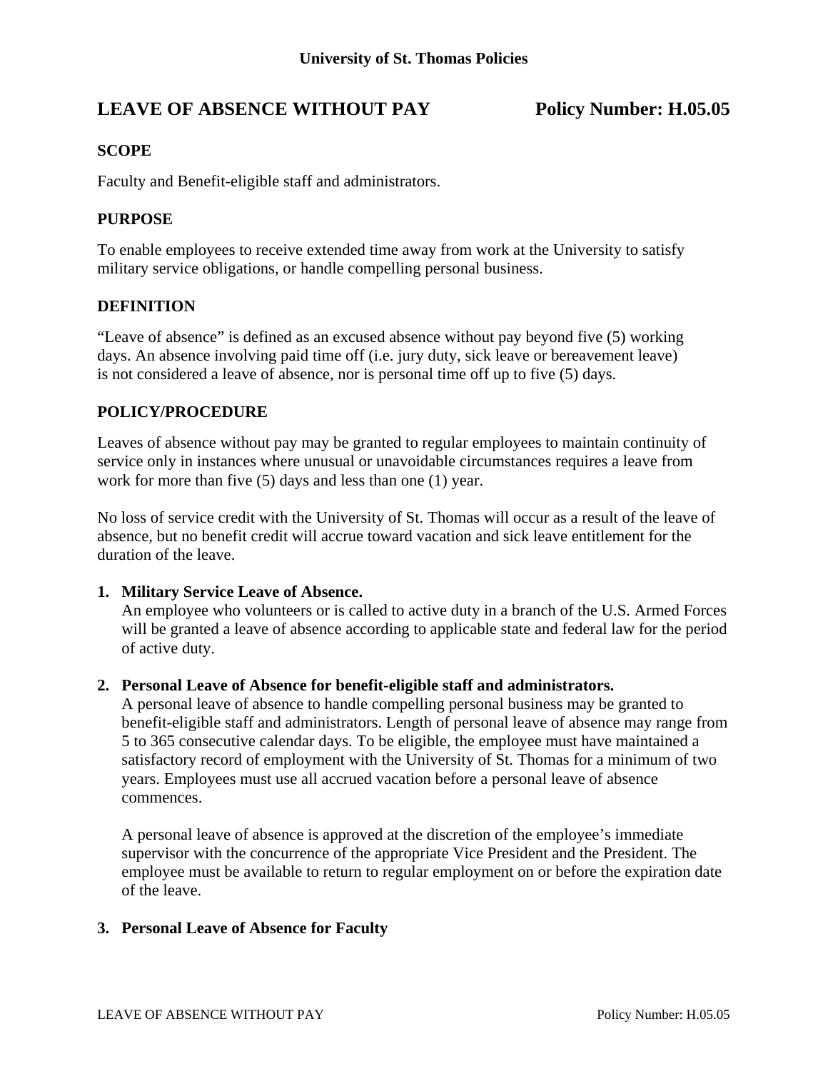University of St. Thomas Policies

# LEAVE OF ABSENCE WITHOUT PAY — Policy Number: H.05.05

## SCOPE

Faculty and Benefit-eligible staff and administrators.

## PURPOSE

To enable employees to receive extended time away from work at the University to satisfy military service obligations, or handle compelling personal business.

## DEFINITION

"Leave of absence" is defined as an excused absence without pay beyond five (5) working days. An absence involving paid time off (i.e. jury duty, sick leave or bereavement leave) is not considered a leave of absence, nor is personal time off up to five (5) days.

## POLICY/PROCEDURE

Leaves of absence without pay may be granted to regular employees to maintain continuity of service only in instances where unusual or unavoidable circumstances requires a leave from work for more than five (5) days and less than one (1) year.

No loss of service credit with the University of St. Thomas will occur as a result of the leave of absence, but no benefit credit will accrue toward vacation and sick leave entitlement for the duration of the leave.

1. **Military Service Leave of Absence.**
   An employee who volunteers or is called to active duty in a branch of the U.S. Armed Forces will be granted a leave of absence according to applicable state and federal law for the period of active duty.

2. **Personal Leave of Absence for benefit-eligible staff and administrators.**
   A personal leave of absence to handle compelling personal business may be granted to benefit-eligible staff and administrators. Length of personal leave of absence may range from 5 to 365 consecutive calendar days. To be eligible, the employee must have maintained a satisfactory record of employment with the University of St. Thomas for a minimum of two years. Employees must use all accrued vacation before a personal leave of absence commences.

   A personal leave of absence is approved at the discretion of the employee's immediate supervisor with the concurrence of the appropriate Vice President and the President. The employee must be available to return to regular employment on or before the expiration date of the leave.

3. **Personal Leave of Absence for Faculty**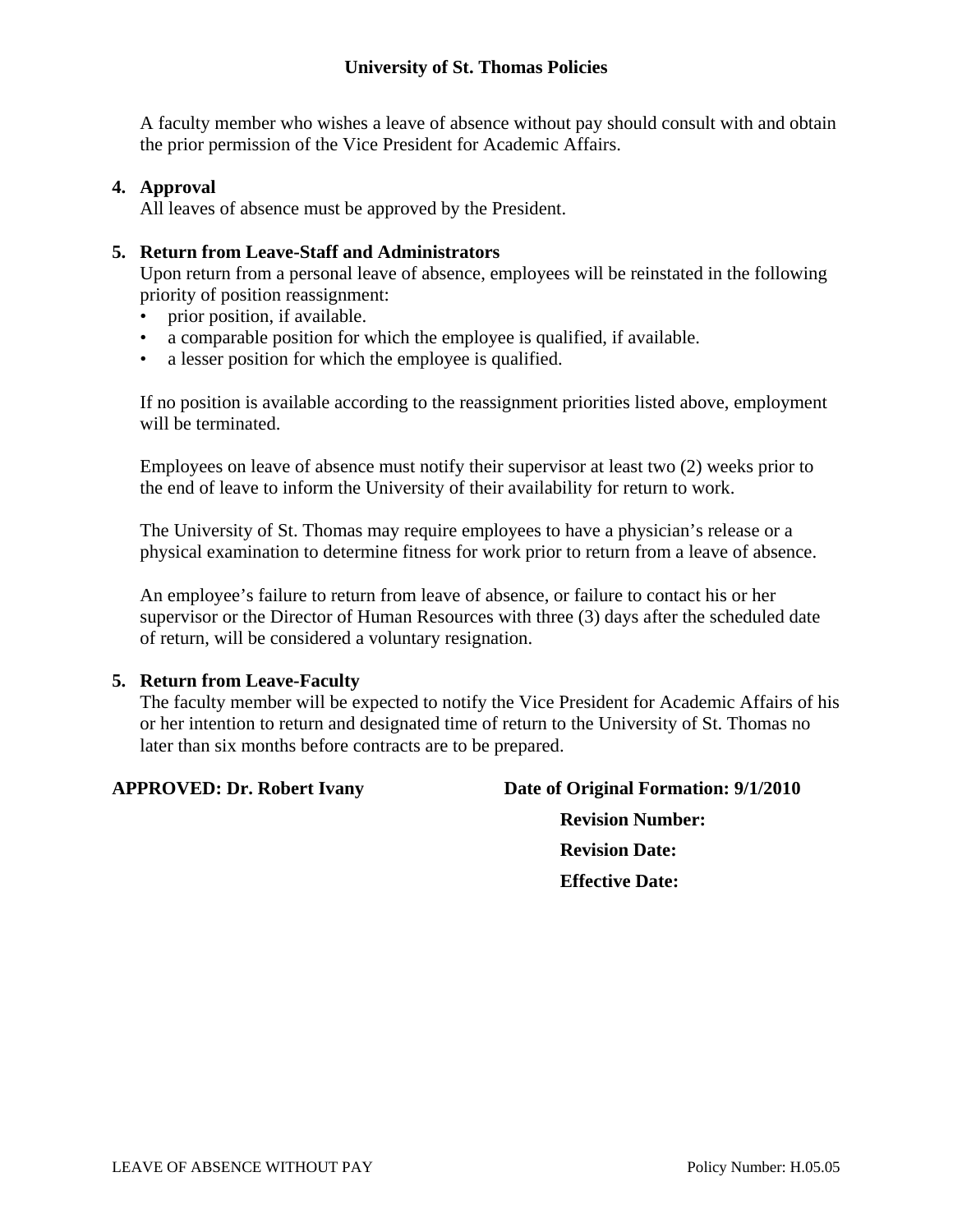A faculty member who wishes a leave of absence without pay should consult with and obtain the prior permission of the Vice President for Academic Affairs.

**4. Approval**

All leaves of absence must be approved by the President.

**5. Return from Leave-Staff and Administrators**

Upon return from a personal leave of absence, employees will be reinstated in the following priority of position reassignment:

- prior position, if available.
- a comparable position for which the employee is qualified, if available.
- a lesser position for which the employee is qualified.

If no position is available according to the reassignment priorities listed above, employment will be terminated.

Employees on leave of absence must notify their supervisor at least two (2) weeks prior to the end of leave to inform the University of their availability for return to work.

The University of St. Thomas may require employees to have a physician's release or a physical examination to determine fitness for work prior to return from a leave of absence.

An employee's failure to return from leave of absence, or failure to contact his or her supervisor or the Director of Human Resources with three (3) days after the scheduled date of return, will be considered a voluntary resignation.

**5. Return from Leave-Faculty**

The faculty member will be expected to notify the Vice President for Academic Affairs of his or her intention to return and designated time of return to the University of St. Thomas no later than six months before contracts are to be prepared.

**APPROVED: Dr. Robert Ivany**

**Date of Original Formation: 9/1/2010**

**Revision Number:**

**Revision Date:**

**Effective Date:**